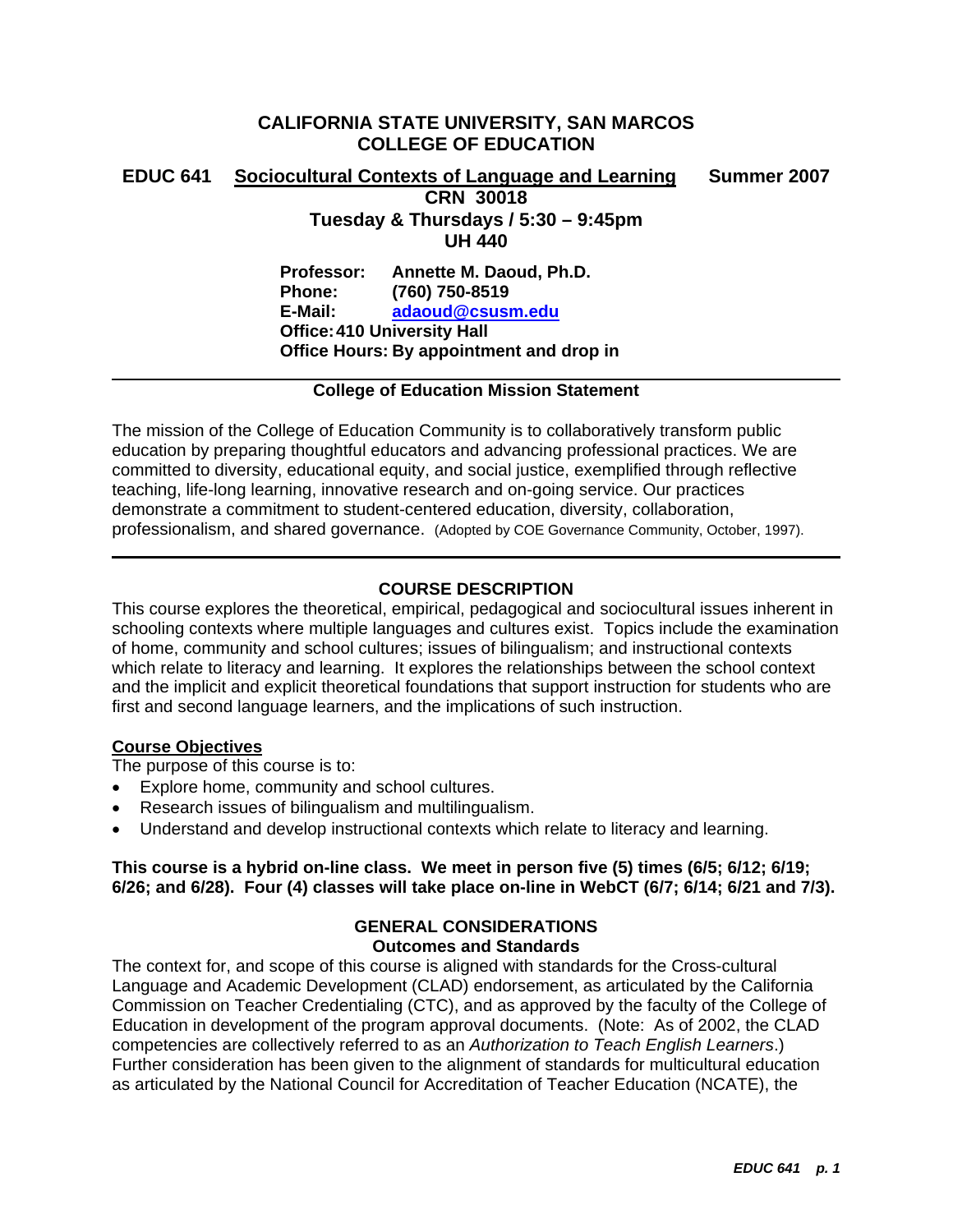# CALIFORNIA STATE UNIVERSITY, SAN MARCOS
# COLLEGE OF EDUCATION

**EDUC 641** **Sociocultural Contexts of Language and Learning** **Summer 2007**

**CRN 30018**

**Tuesday & Thursdays / 5:30 – 9:45pm**

**UH 440**

**Professor:** Annette M. Daoud, Ph.D.
**Phone:** (760) 750-8519
**E-Mail:** adaoud@csusm.edu
**Office:** 410 University Hall
**Office Hours:** By appointment and drop in

---

**College of Education Mission Statement**

The mission of the College of Education Community is to collaboratively transform public education by preparing thoughtful educators and advancing professional practices. We are committed to diversity, educational equity, and social justice, exemplified through reflective teaching, life-long learning, innovative research and on-going service. Our practices demonstrate a commitment to student-centered education, diversity, collaboration, professionalism, and shared governance. (Adopted by COE Governance Community, October, 1997).

---

## COURSE DESCRIPTION

This course explores the theoretical, empirical, pedagogical and sociocultural issues inherent in schooling contexts where multiple languages and cultures exist. Topics include the examination of home, community and school cultures; issues of bilingualism; and instructional contexts which relate to literacy and learning. It explores the relationships between the school context and the implicit and explicit theoretical foundations that support instruction for students who are first and second language learners, and the implications of such instruction.

### Course Objectives

The purpose of this course is to:

- Explore home, community and school cultures.
- Research issues of bilingualism and multilingualism.
- Understand and develop instructional contexts which relate to literacy and learning.

**This course is a hybrid on-line class. We meet in person five (5) times (6/5; 6/12; 6/19; 6/26; and 6/28). Four (4) classes will take place on-line in WebCT (6/7; 6/14; 6/21 and 7/3).**

## GENERAL CONSIDERATIONS

### Outcomes and Standards

The context for, and scope of this course is aligned with standards for the Cross-cultural Language and Academic Development (CLAD) endorsement, as articulated by the California Commission on Teacher Credentialing (CTC), and as approved by the faculty of the College of Education in development of the program approval documents. (Note: As of 2002, the CLAD competencies are collectively referred to as an *Authorization to Teach English Learners*.) Further consideration has been given to the alignment of standards for multicultural education as articulated by the National Council for Accreditation of Teacher Education (NCATE), the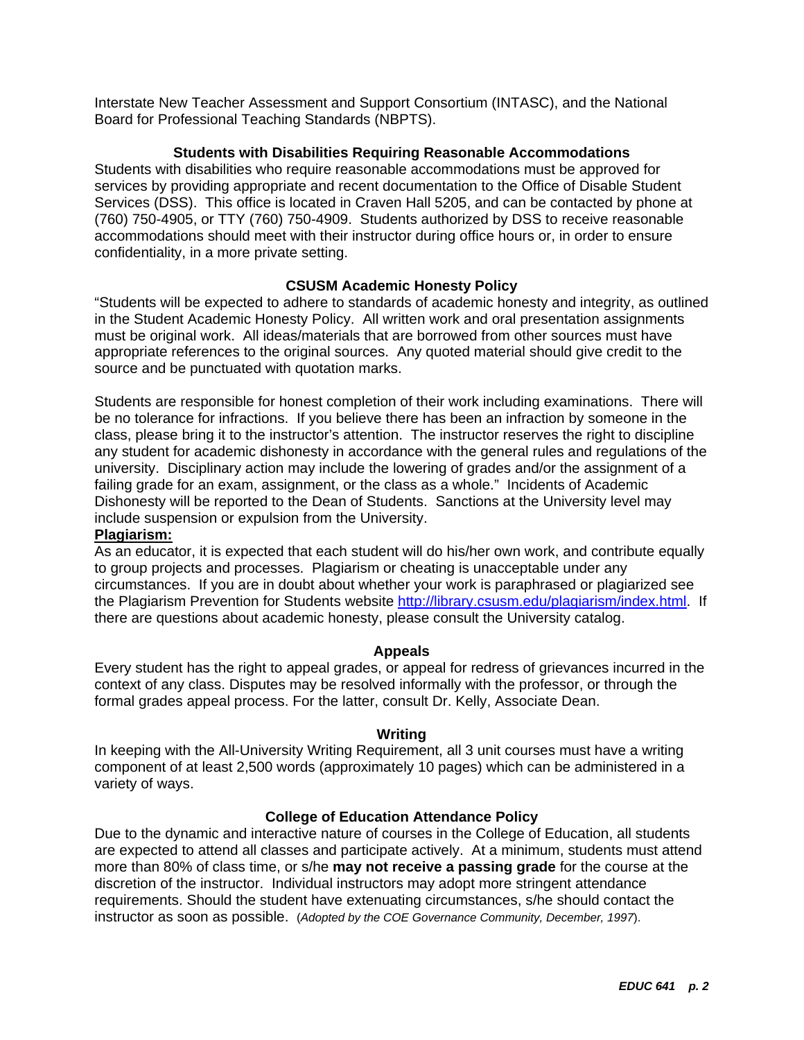Interstate New Teacher Assessment and Support Consortium (INTASC), and the National Board for Professional Teaching Standards (NBPTS).

### Students with Disabilities Requiring Reasonable Accommodations

Students with disabilities who require reasonable accommodations must be approved for services by providing appropriate and recent documentation to the Office of Disable Student Services (DSS). This office is located in Craven Hall 5205, and can be contacted by phone at (760) 750-4905, or TTY (760) 750-4909. Students authorized by DSS to receive reasonable accommodations should meet with their instructor during office hours or, in order to ensure confidentiality, in a more private setting.

### CSUSM Academic Honesty Policy

"Students will be expected to adhere to standards of academic honesty and integrity, as outlined in the Student Academic Honesty Policy. All written work and oral presentation assignments must be original work. All ideas/materials that are borrowed from other sources must have appropriate references to the original sources. Any quoted material should give credit to the source and be punctuated with quotation marks.

Students are responsible for honest completion of their work including examinations. There will be no tolerance for infractions. If you believe there has been an infraction by someone in the class, please bring it to the instructor's attention. The instructor reserves the right to discipline any student for academic dishonesty in accordance with the general rules and regulations of the university. Disciplinary action may include the lowering of grades and/or the assignment of a failing grade for an exam, assignment, or the class as a whole." Incidents of Academic Dishonesty will be reported to the Dean of Students. Sanctions at the University level may include suspension or expulsion from the University.

**Plagiarism:**

As an educator, it is expected that each student will do his/her own work, and contribute equally to group projects and processes. Plagiarism or cheating is unacceptable under any circumstances. If you are in doubt about whether your work is paraphrased or plagiarized see the Plagiarism Prevention for Students website http://library.csusm.edu/plagiarism/index.html. If there are questions about academic honesty, please consult the University catalog.

### Appeals

Every student has the right to appeal grades, or appeal for redress of grievances incurred in the context of any class. Disputes may be resolved informally with the professor, or through the formal grades appeal process. For the latter, consult Dr. Kelly, Associate Dean.

### Writing

In keeping with the All-University Writing Requirement, all 3 unit courses must have a writing component of at least 2,500 words (approximately 10 pages) which can be administered in a variety of ways.

### College of Education Attendance Policy

Due to the dynamic and interactive nature of courses in the College of Education, all students are expected to attend all classes and participate actively. At a minimum, students must attend more than 80% of class time, or s/he **may not receive a passing grade** for the course at the discretion of the instructor. Individual instructors may adopt more stringent attendance requirements. Should the student have extenuating circumstances, s/he should contact the instructor as soon as possible. (*Adopted by the COE Governance Community, December, 1997*).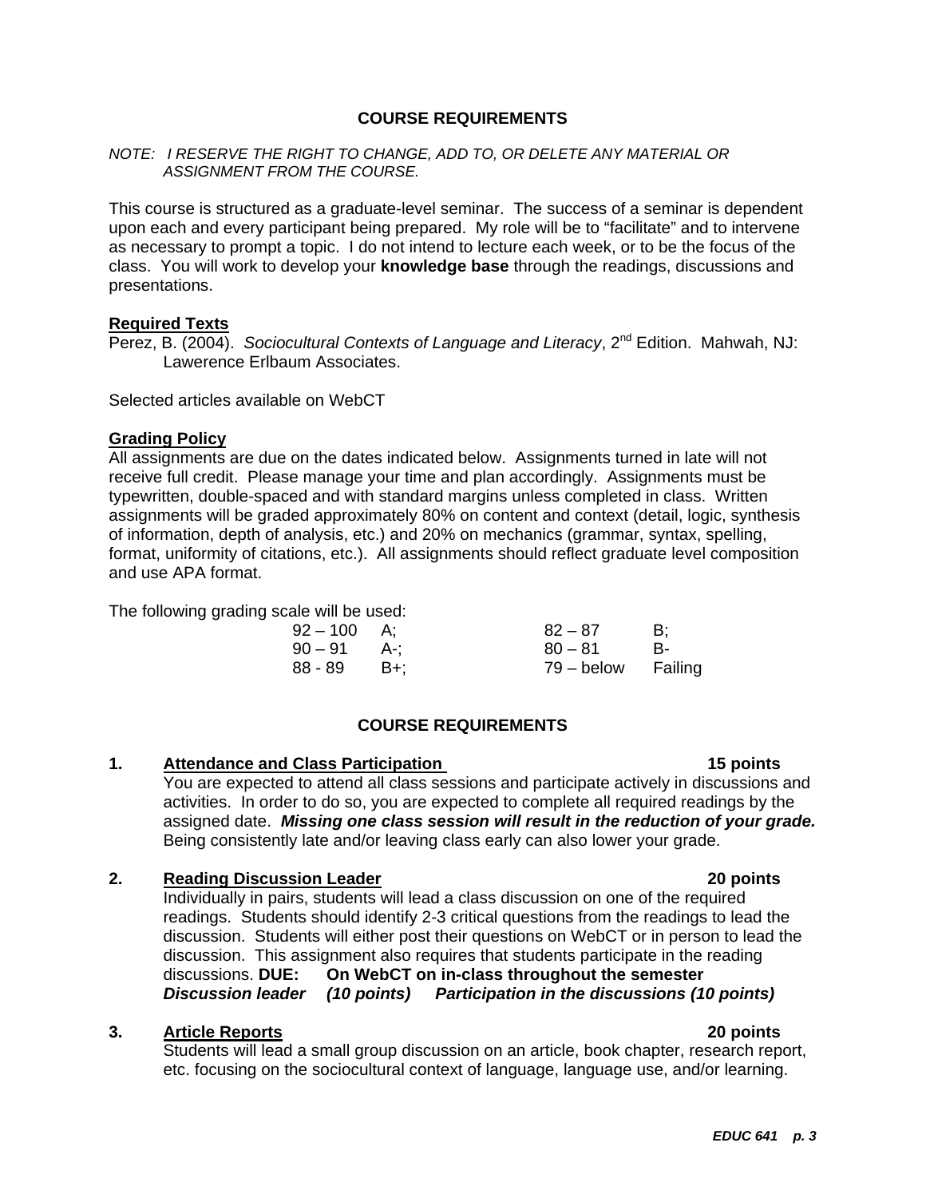## COURSE REQUIREMENTS

*NOTE: I RESERVE THE RIGHT TO CHANGE, ADD TO, OR DELETE ANY MATERIAL OR ASSIGNMENT FROM THE COURSE.*

This course is structured as a graduate-level seminar. The success of a seminar is dependent upon each and every participant being prepared. My role will be to "facilitate" and to intervene as necessary to prompt a topic. I do not intend to lecture each week, or to be the focus of the class. You will work to develop your **knowledge base** through the readings, discussions and presentations.

### Required Texts

Perez, B. (2004). *Sociocultural Contexts of Language and Literacy*, 2nd Edition. Mahwah, NJ: Lawerence Erlbaum Associates.

Selected articles available on WebCT

### Grading Policy

All assignments are due on the dates indicated below. Assignments turned in late will not receive full credit. Please manage your time and plan accordingly. Assignments must be typewritten, double-spaced and with standard margins unless completed in class. Written assignments will be graded approximately 80% on content and context (detail, logic, synthesis of information, depth of analysis, etc.) and 20% on mechanics (grammar, syntax, spelling, format, uniformity of citations, etc.). All assignments should reflect graduate level composition and use APA format.

The following grading scale will be used:

| | | | |
|---|---|---|---|
| 92 – 100 | A; | 82 – 87 | B; |
| 90 – 91 | A-; | 80 – 81 | B- |
| 88 - 89 | B+; | 79 – below | Failing |

## COURSE REQUIREMENTS

**1. Attendance and Class Participation — 15 points**

You are expected to attend all class sessions and participate actively in discussions and activities. In order to do so, you are expected to complete all required readings by the assigned date. ***Missing one class session will result in the reduction of your grade.*** Being consistently late and/or leaving class early can also lower your grade.

**2. Reading Discussion Leader — 20 points**

Individually in pairs, students will lead a class discussion on one of the required readings. Students should identify 2-3 critical questions from the readings to lead the discussion. Students will either post their questions on WebCT or in person to lead the discussion. This assignment also requires that students participate in the reading discussions. **DUE: On WebCT on in-class throughout the semester**
***Discussion leader (10 points) Participation in the discussions (10 points)***

**3. Article Reports — 20 points**

Students will lead a small group discussion on an article, book chapter, research report, etc. focusing on the sociocultural context of language, language use, and/or learning.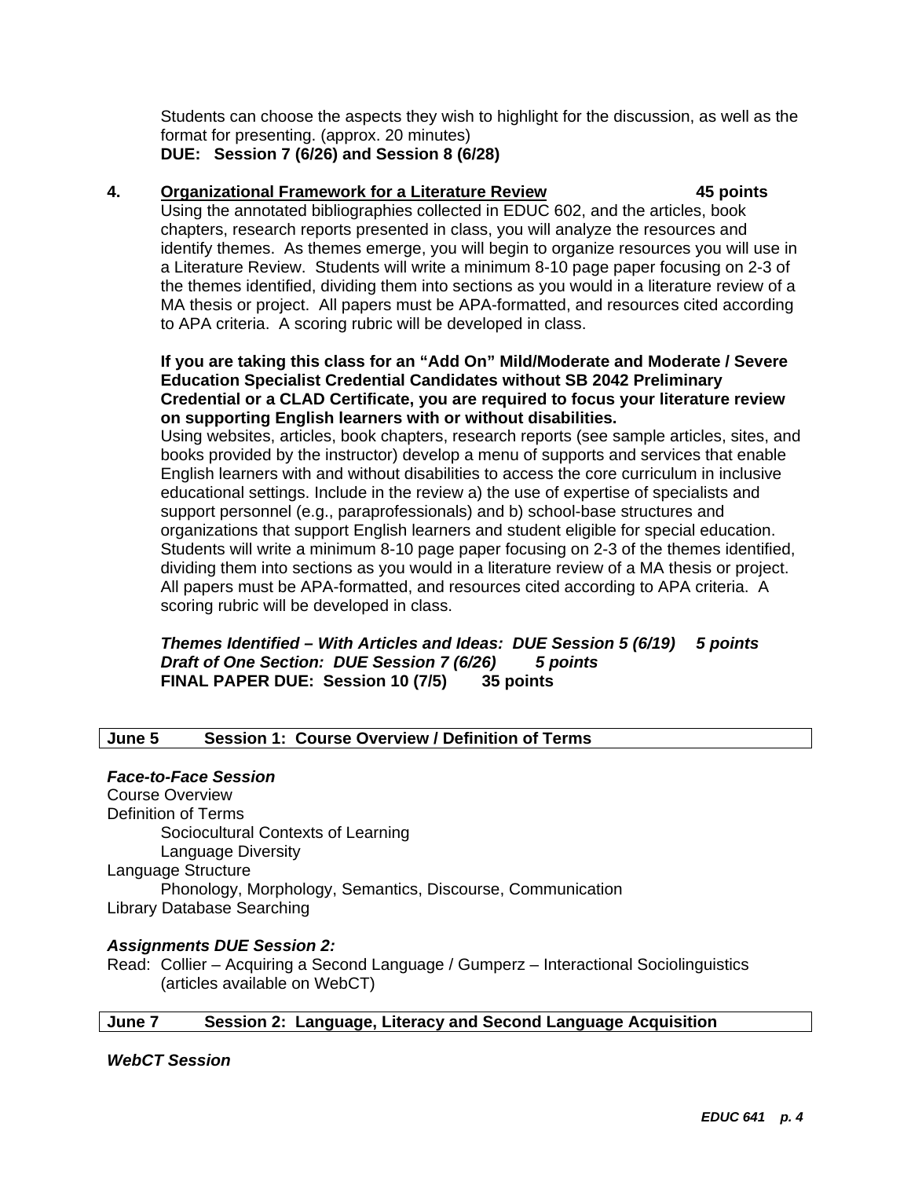Students can choose the aspects they wish to highlight for the discussion, as well as the format for presenting. (approx. 20 minutes)
**DUE: Session 7 (6/26) and Session 8 (6/28)**

**4. Organizational Framework for a Literature Review** **45 points**

Using the annotated bibliographies collected in EDUC 602, and the articles, book chapters, research reports presented in class, you will analyze the resources and identify themes. As themes emerge, you will begin to organize resources you will use in a Literature Review. Students will write a minimum 8-10 page paper focusing on 2-3 of the themes identified, dividing them into sections as you would in a literature review of a MA thesis or project. All papers must be APA-formatted, and resources cited according to APA criteria. A scoring rubric will be developed in class.

**If you are taking this class for an "Add On" Mild/Moderate and Moderate / Severe Education Specialist Credential Candidates without SB 2042 Preliminary Credential or a CLAD Certificate, you are required to focus your literature review on supporting English learners with or without disabilities.**
Using websites, articles, book chapters, research reports (see sample articles, sites, and books provided by the instructor) develop a menu of supports and services that enable English learners with and without disabilities to access the core curriculum in inclusive educational settings. Include in the review a) the use of expertise of specialists and support personnel (e.g., paraprofessionals) and b) school-base structures and organizations that support English learners and student eligible for special education. Students will write a minimum 8-10 page paper focusing on 2-3 of the themes identified, dividing them into sections as you would in a literature review of a MA thesis or project. All papers must be APA-formatted, and resources cited according to APA criteria. A scoring rubric will be developed in class.

***Themes Identified – With Articles and Ideas: DUE Session 5 (6/19) 5 points***
***Draft of One Section: DUE Session 7 (6/26) 5 points***
**FINAL PAPER DUE: Session 10 (7/5) 35 points**

## June 5 Session 1: Course Overview / Definition of Terms

***Face-to-Face Session***

Course Overview
Definition of Terms
- Sociocultural Contexts of Learning
- Language Diversity

Language Structure
- Phonology, Morphology, Semantics, Discourse, Communication

Library Database Searching

***Assignments DUE Session 2:***

Read: Collier – Acquiring a Second Language / Gumperz – Interactional Sociolinguistics (articles available on WebCT)

## June 7 Session 2: Language, Literacy and Second Language Acquisition

***WebCT Session***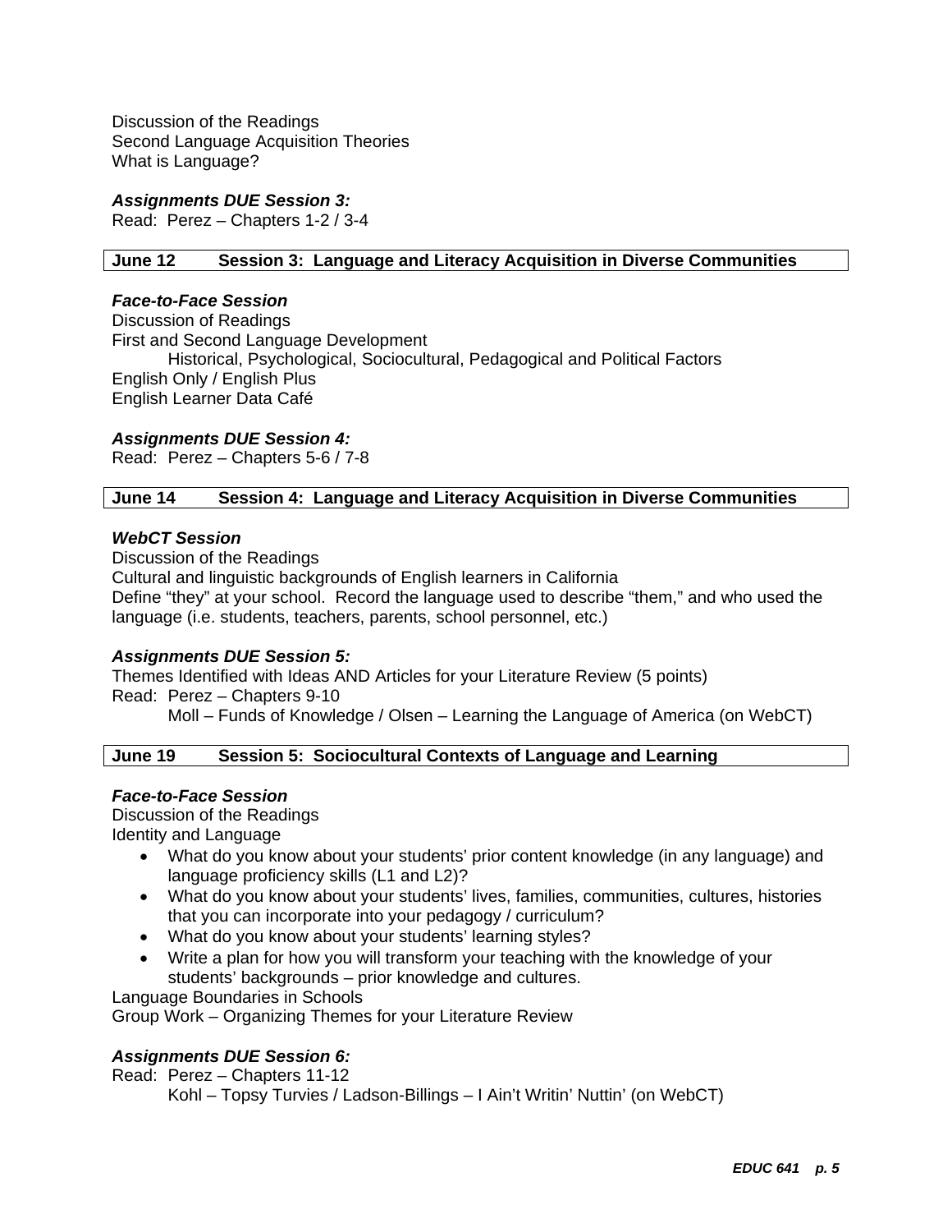Discussion of the Readings
Second Language Acquisition Theories
What is Language?

***Assignments DUE Session 3:***
Read: Perez – Chapters 1-2 / 3-4

| **June 12** | **Session 3: Language and Literacy Acquisition in Diverse Communities** |
|---|---|

***Face-to-Face Session***
Discussion of Readings
First and Second Language Development
    Historical, Psychological, Sociocultural, Pedagogical and Political Factors
English Only / English Plus
English Learner Data Café

***Assignments DUE Session 4:***
Read: Perez – Chapters 5-6 / 7-8

| **June 14** | **Session 4: Language and Literacy Acquisition in Diverse Communities** |
|---|---|

***WebCT Session***
Discussion of the Readings
Cultural and linguistic backgrounds of English learners in California
Define "they" at your school. Record the language used to describe "them," and who used the language (i.e. students, teachers, parents, school personnel, etc.)

***Assignments DUE Session 5:***
Themes Identified with Ideas AND Articles for your Literature Review (5 points)
Read: Perez – Chapters 9-10
    Moll – Funds of Knowledge / Olsen – Learning the Language of America (on WebCT)

| **June 19** | **Session 5: Sociocultural Contexts of Language and Learning** |
|---|---|

***Face-to-Face Session***
Discussion of the Readings
Identity and Language

- What do you know about your students' prior content knowledge (in any language) and language proficiency skills (L1 and L2)?
- What do you know about your students' lives, families, communities, cultures, histories that you can incorporate into your pedagogy / curriculum?
- What do you know about your students' learning styles?
- Write a plan for how you will transform your teaching with the knowledge of your students' backgrounds – prior knowledge and cultures.

Language Boundaries in Schools
Group Work – Organizing Themes for your Literature Review

***Assignments DUE Session 6:***
Read: Perez – Chapters 11-12
    Kohl – Topsy Turvies / Ladson-Billings – I Ain't Writin' Nuttin' (on WebCT)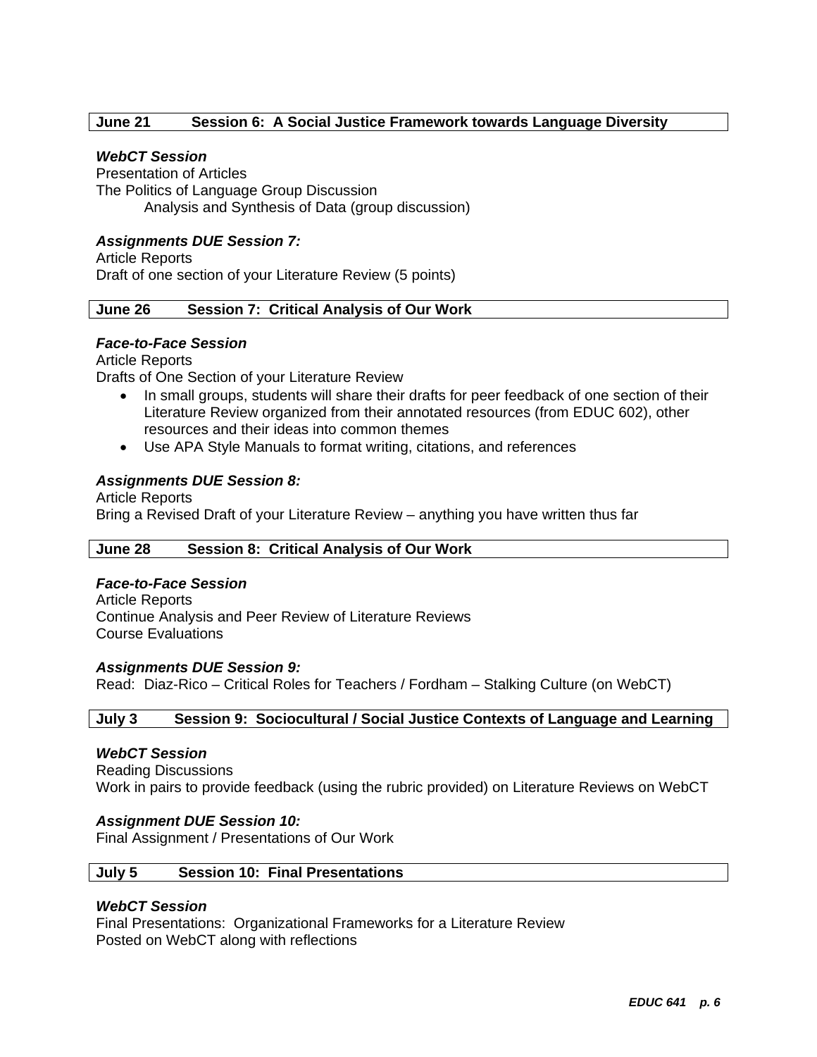**June 21 Session 6: A Social Justice Framework towards Language Diversity**

***WebCT Session***

Presentation of Articles
The Politics of Language Group Discussion
  Analysis and Synthesis of Data (group discussion)

***Assignments DUE Session 7:***

Article Reports
Draft of one section of your Literature Review (5 points)

**June 26 Session 7: Critical Analysis of Our Work**

***Face-to-Face Session***

Article Reports
Drafts of One Section of your Literature Review

- In small groups, students will share their drafts for peer feedback of one section of their Literature Review organized from their annotated resources (from EDUC 602), other resources and their ideas into common themes
- Use APA Style Manuals to format writing, citations, and references

***Assignments DUE Session 8:***

Article Reports
Bring a Revised Draft of your Literature Review – anything you have written thus far

**June 28 Session 8: Critical Analysis of Our Work**

***Face-to-Face Session***

Article Reports
Continue Analysis and Peer Review of Literature Reviews
Course Evaluations

***Assignments DUE Session 9:***

Read: Diaz-Rico – Critical Roles for Teachers / Fordham – Stalking Culture (on WebCT)

**July 3 Session 9: Sociocultural / Social Justice Contexts of Language and Learning**

***WebCT Session***

Reading Discussions
Work in pairs to provide feedback (using the rubric provided) on Literature Reviews on WebCT

***Assignment DUE Session 10:***

Final Assignment / Presentations of Our Work

**July 5 Session 10: Final Presentations**

***WebCT Session***

Final Presentations: Organizational Frameworks for a Literature Review
Posted on WebCT along with reflections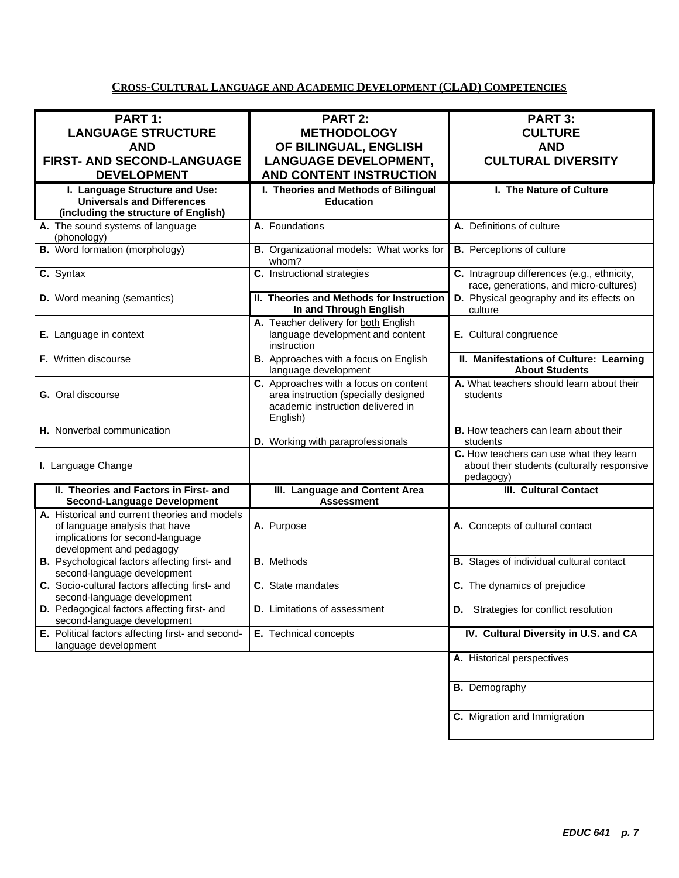## CROSS-CULTURAL LANGUAGE AND ACADEMIC DEVELOPMENT (CLAD) COMPETENCIES

| PART 1: LANGUAGE STRUCTURE AND FIRST- AND SECOND-LANGUAGE DEVELOPMENT | PART 2: METHODOLOGY OF BILINGUAL, ENGLISH LANGUAGE DEVELOPMENT, AND CONTENT INSTRUCTION | PART 3: CULTURE AND CULTURAL DIVERSITY |
|---|---|---|
| **I. Language Structure and Use: Universals and Differences (including the structure of English)** | **I. Theories and Methods of Bilingual Education** | **I. The Nature of Culture** |
| **A.** The sound systems of language (phonology) | **A.** Foundations | **A.** Definitions of culture |
| **B.** Word formation (morphology) | **B.** Organizational models: What works for whom? | **B.** Perceptions of culture |
| **C.** Syntax | **C.** Instructional strategies | **C.** Intragroup differences (e.g., ethnicity, race, generations, and micro-cultures) |
| **D.** Word meaning (semantics) | **II. Theories and Methods for Instruction In and Through English** | **D.** Physical geography and its effects on culture |
| **E.** Language in context | **A.** Teacher delivery for both English language development and content instruction | **E.** Cultural congruence |
| **F.** Written discourse | **B.** Approaches with a focus on English language development | **II. Manifestations of Culture: Learning About Students** |
| **G.** Oral discourse | **C.** Approaches with a focus on content area instruction (specially designed academic instruction delivered in English) | **A.** What teachers should learn about their students |
| **H.** Nonverbal communication | **D.** Working with paraprofessionals | **B.** How teachers can learn about their students |
| **I.** Language Change | | **C.** How teachers can use what they learn about their students (culturally responsive pedagogy) |
| **II. Theories and Factors in First- and Second-Language Development** | **III. Language and Content Area Assessment** | **III. Cultural Contact** |
| **A.** Historical and current theories and models of language analysis that have implications for second-language development and pedagogy | **A.** Purpose | **A.** Concepts of cultural contact |
| **B.** Psychological factors affecting first- and second-language development | **B.** Methods | **B.** Stages of individual cultural contact |
| **C.** Socio-cultural factors affecting first- and second-language development | **C.** State mandates | **C.** The dynamics of prejudice |
| **D.** Pedagogical factors affecting first- and second-language development | **D.** Limitations of assessment | **D.** Strategies for conflict resolution |
| **E.** Political factors affecting first- and second-language development | **E.** Technical concepts | **IV. Cultural Diversity in U.S. and CA** |
| | | **A.** Historical perspectives |
| | | **B.** Demography |
| | | **C.** Migration and Immigration |